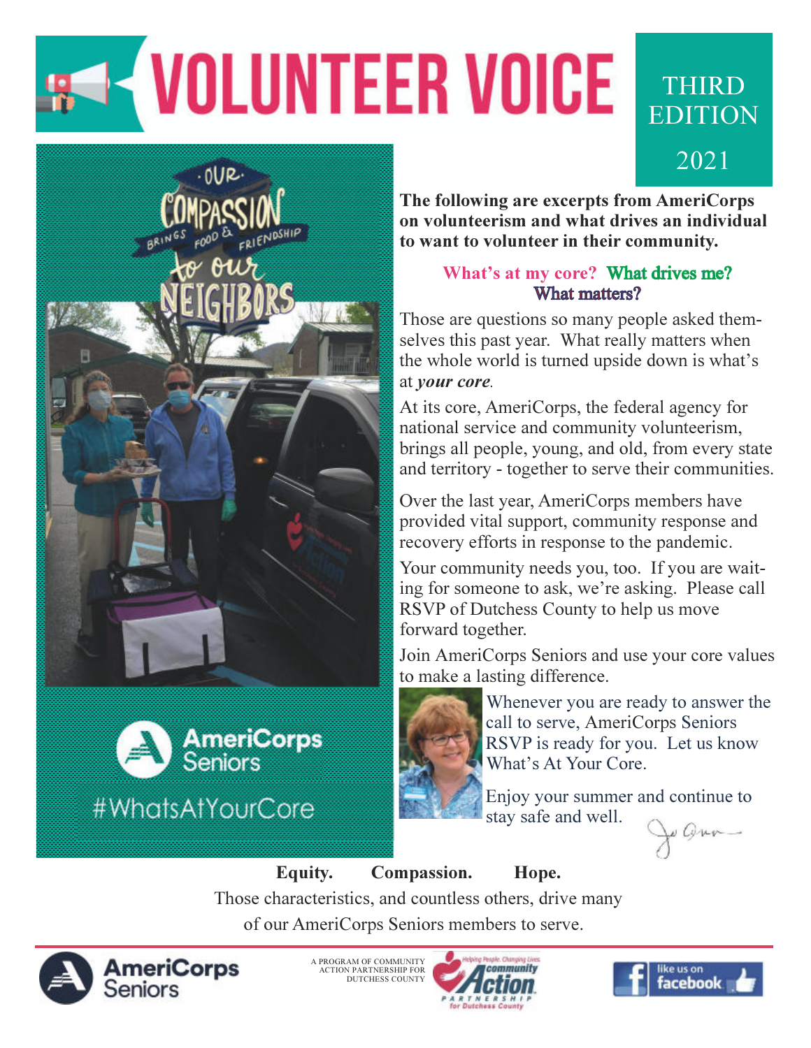# VOLUNTEER VOICE

THIRD EDITION 2021

OUR COMPASSION BRINGS FOOD & FRIENDSHIP to our NEIGHBORS

AmeriCorps Seniors

#WhatsAtYourCore

**The following are excerpts from AmeriCorps on volunteerism and what drives an individual to want to volunteer in their community.**

**What's at my core? What drives me? What matters?**

Those are questions so many people asked themselves this past year. What really matters when the whole world is turned upside down is what's at ***your core***.

At its core, AmeriCorps, the federal agency for national service and community volunteerism, brings all people, young, and old, from every state and territory - together to serve their communities.

Over the last year, AmeriCorps members have provided vital support, community response and recovery efforts in response to the pandemic.

Your community needs you, too. If you are waiting for someone to ask, we're asking. Please call RSVP of Dutchess County to help us move forward together.

Join AmeriCorps Seniors and use your core values to make a lasting difference.

Whenever you are ready to answer the call to serve, AmeriCorps Seniors RSVP is ready for you. Let us know What's At Your Core.

Enjoy your summer and continue to stay safe and well.

**Equity. Compassion. Hope.**

Those characteristics, and countless others, drive many of our AmeriCorps Seniors members to serve.

AmeriCorps Seniors

A PROGRAM OF COMMUNITY ACTION PARTNERSHIP FOR DUTCHESS COUNTY

Helping People. Changing Lives. community Action PARTNERSHIP for Dutchess County

like us on facebook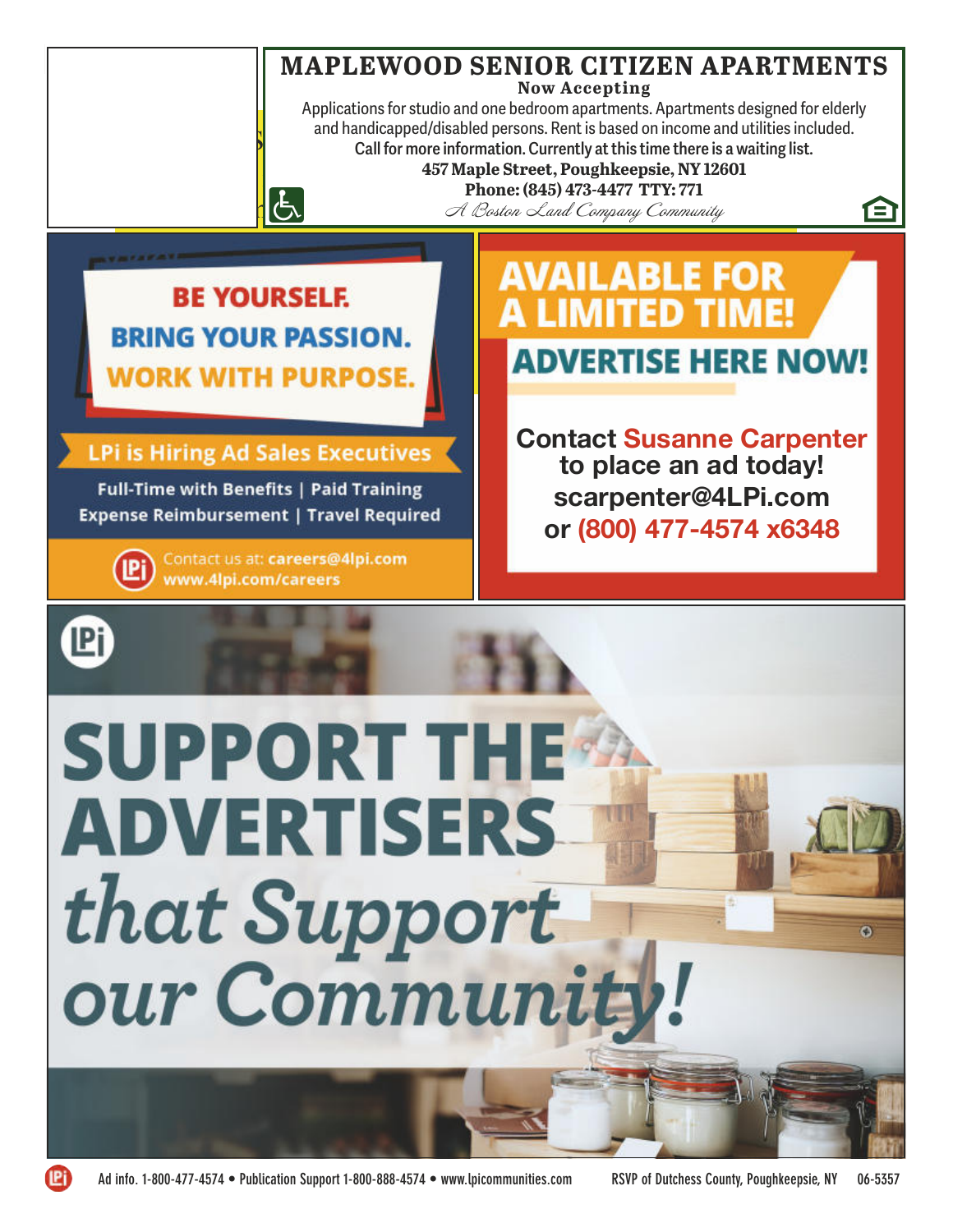## MAPLEWOOD SENIOR CITIZEN APARTMENTS

**Now Accepting**

Applications for studio and one bedroom apartments. Apartments designed for elderly and handicapped/disabled persons. Rent is based on income and utilities included.

**Call for more information. Currently at this time there is a waiting list.**

**457 Maple Street, Poughkeepsie, NY 12601**

**Phone: (845) 473-4477 TTY: 771**

*A Boston Land Company Community*

---

**BE YOURSELF.**
**BRING YOUR PASSION.**
**WORK WITH PURPOSE.**

**LPi is Hiring Ad Sales Executives**

**Full-Time with Benefits | Paid Training**
**Expense Reimbursement | Travel Required**

Contact us at: **careers@4lpi.com**
**www.4lpi.com/careers**

---

# AVAILABLE FOR A LIMITED TIME!

## ADVERTISE HERE NOW!

**Contact Susanne Carpenter to place an ad today!**
**scarpenter@4LPi.com**
**or (800) 477-4574 x6348**

---

# SUPPORT THE ADVERTISERS *that Support our Community!*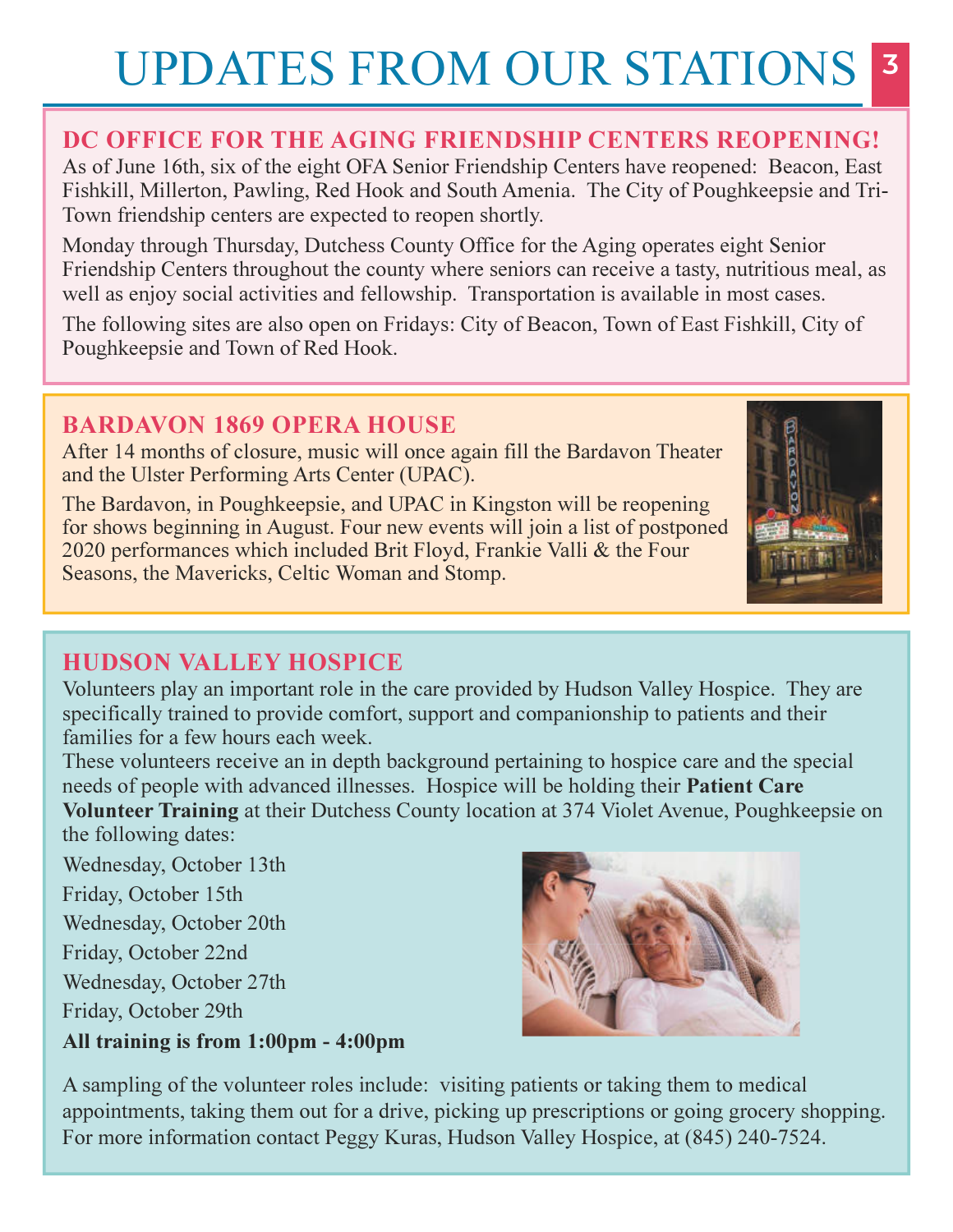# UPDATES FROM OUR STATIONS

## DC OFFICE FOR THE AGING FRIENDSHIP CENTERS REOPENING!

As of June 16th, six of the eight OFA Senior Friendship Centers have reopened: Beacon, East Fishkill, Millerton, Pawling, Red Hook and South Amenia. The City of Poughkeepsie and Tri-Town friendship centers are expected to reopen shortly.

Monday through Thursday, Dutchess County Office for the Aging operates eight Senior Friendship Centers throughout the county where seniors can receive a tasty, nutritious meal, as well as enjoy social activities and fellowship. Transportation is available in most cases.

The following sites are also open on Fridays: City of Beacon, Town of East Fishkill, City of Poughkeepsie and Town of Red Hook.

## BARDAVON 1869 OPERA HOUSE

After 14 months of closure, music will once again fill the Bardavon Theater and the Ulster Performing Arts Center (UPAC).

The Bardavon, in Poughkeepsie, and UPAC in Kingston will be reopening for shows beginning in August. Four new events will join a list of postponed 2020 performances which included Brit Floyd, Frankie Valli & the Four Seasons, the Mavericks, Celtic Woman and Stomp.

## HUDSON VALLEY HOSPICE

Volunteers play an important role in the care provided by Hudson Valley Hospice. They are specifically trained to provide comfort, support and companionship to patients and their families for a few hours each week.

These volunteers receive an in depth background pertaining to hospice care and the special needs of people with advanced illnesses. Hospice will be holding their **Patient Care Volunteer Training** at their Dutchess County location at 374 Violet Avenue, Poughkeepsie on the following dates:

Wednesday, October 13th
Friday, October 15th
Wednesday, October 20th
Friday, October 22nd
Wednesday, October 27th
Friday, October 29th

**All training is from 1:00pm - 4:00pm**

A sampling of the volunteer roles include: visiting patients or taking them to medical appointments, taking them out for a drive, picking up prescriptions or going grocery shopping. For more information contact Peggy Kuras, Hudson Valley Hospice, at (845) 240-7524.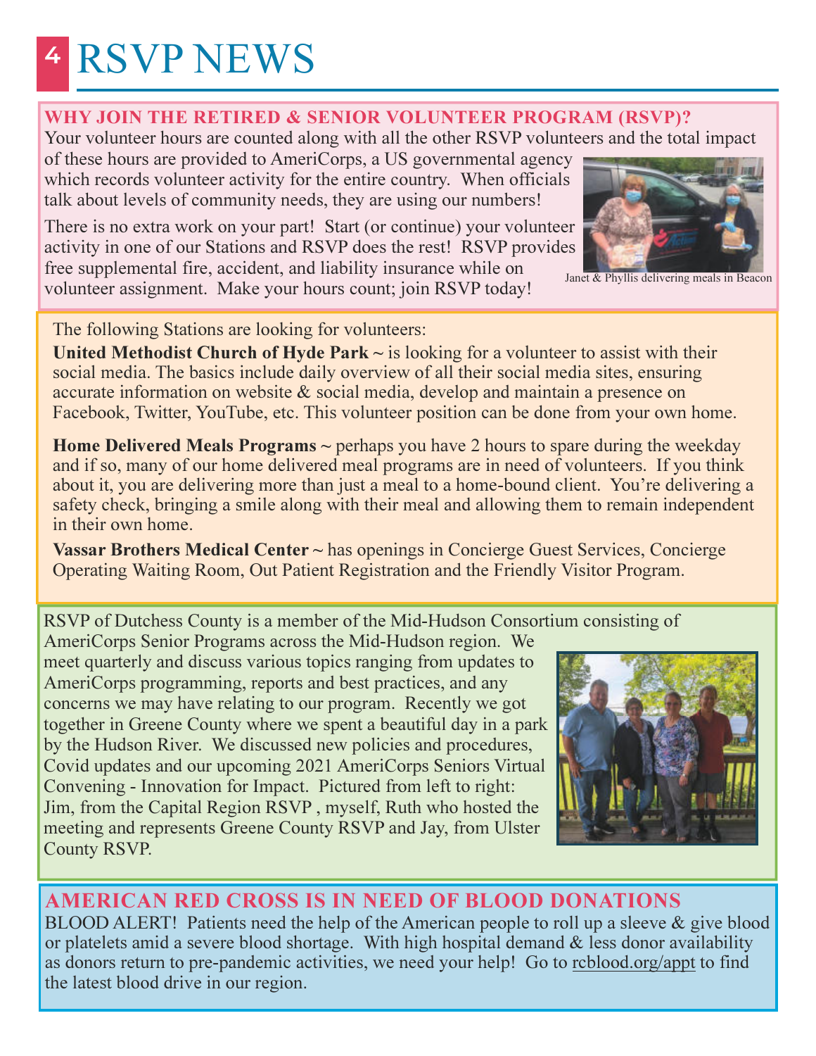# RSVP NEWS

## WHY JOIN THE RETIRED & SENIOR VOLUNTEER PROGRAM (RSVP)?

Your volunteer hours are counted along with all the other RSVP volunteers and the total impact of these hours are provided to AmeriCorps, a US governmental agency which records volunteer activity for the entire country. When officials talk about levels of community needs, they are using our numbers!

There is no extra work on your part! Start (or continue) your volunteer activity in one of our Stations and RSVP does the rest! RSVP provides free supplemental fire, accident, and liability insurance while on volunteer assignment. Make your hours count; join RSVP today!

Janet & Phyllis delivering meals in Beacon

The following Stations are looking for volunteers:

**United Methodist Church of Hyde Park ~** is looking for a volunteer to assist with their social media. The basics include daily overview of all their social media sites, ensuring accurate information on website & social media, develop and maintain a presence on Facebook, Twitter, YouTube, etc. This volunteer position can be done from your own home.

**Home Delivered Meals Programs ~** perhaps you have 2 hours to spare during the weekday and if so, many of our home delivered meal programs are in need of volunteers. If you think about it, you are delivering more than just a meal to a home-bound client. You're delivering a safety check, bringing a smile along with their meal and allowing them to remain independent in their own home.

**Vassar Brothers Medical Center ~** has openings in Concierge Guest Services, Concierge Operating Waiting Room, Out Patient Registration and the Friendly Visitor Program.

RSVP of Dutchess County is a member of the Mid-Hudson Consortium consisting of AmeriCorps Senior Programs across the Mid-Hudson region. We meet quarterly and discuss various topics ranging from updates to AmeriCorps programming, reports and best practices, and any concerns we may have relating to our program. Recently we got together in Greene County where we spent a beautiful day in a park by the Hudson River. We discussed new policies and procedures, Covid updates and our upcoming 2021 AmeriCorps Seniors Virtual Convening - Innovation for Impact. Pictured from left to right: Jim, from the Capital Region RSVP , myself, Ruth who hosted the meeting and represents Greene County RSVP and Jay, from Ulster County RSVP.

## AMERICAN RED CROSS IS IN NEED OF BLOOD DONATIONS

BLOOD ALERT! Patients need the help of the American people to roll up a sleeve & give blood or platelets amid a severe blood shortage. With high hospital demand & less donor availability as donors return to pre-pandemic activities, we need your help! Go to rcblood.org/appt to find the latest blood drive in our region.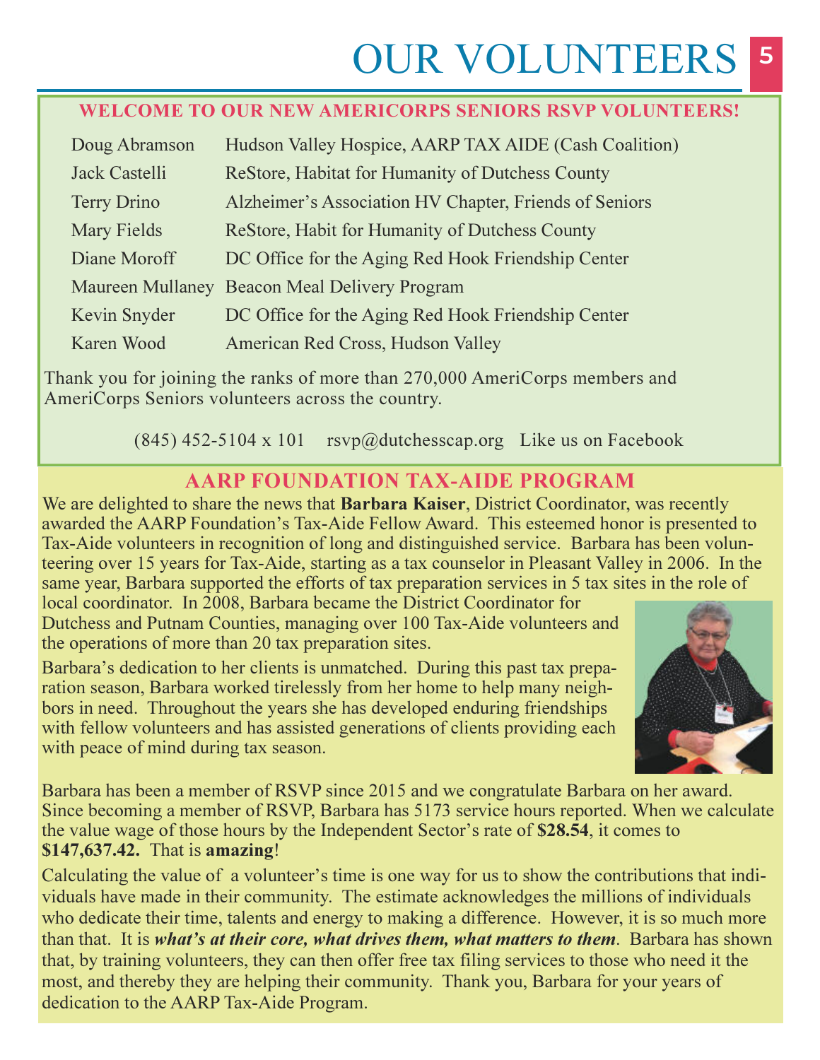# OUR VOLUNTEERS

## WELCOME TO OUR NEW AMERICORPS SENIORS RSVP VOLUNTEERS!

| | |
|---|---|
| Doug Abramson | Hudson Valley Hospice, AARP TAX AIDE (Cash Coalition) |
| Jack Castelli | ReStore, Habitat for Humanity of Dutchess County |
| Terry Drino | Alzheimer's Association HV Chapter, Friends of Seniors |
| Mary Fields | ReStore, Habit for Humanity of Dutchess County |
| Diane Moroff | DC Office for the Aging Red Hook Friendship Center |
| Maureen Mullaney | Beacon Meal Delivery Program |
| Kevin Snyder | DC Office for the Aging Red Hook Friendship Center |
| Karen Wood | American Red Cross, Hudson Valley |

Thank you for joining the ranks of more than 270,000 AmeriCorps members and AmeriCorps Seniors volunteers across the country.

(845) 452-5104 x 101 rsvp@dutchesscap.org Like us on Facebook

## AARP FOUNDATION TAX-AIDE PROGRAM

We are delighted to share the news that **Barbara Kaiser**, District Coordinator, was recently awarded the AARP Foundation's Tax-Aide Fellow Award. This esteemed honor is presented to Tax-Aide volunteers in recognition of long and distinguished service. Barbara has been volunteering over 15 years for Tax-Aide, starting as a tax counselor in Pleasant Valley in 2006. In the same year, Barbara supported the efforts of tax preparation services in 5 tax sites in the role of local coordinator. In 2008, Barbara became the District Coordinator for Dutchess and Putnam Counties, managing over 100 Tax-Aide volunteers and the operations of more than 20 tax preparation sites.

Barbara's dedication to her clients is unmatched. During this past tax preparation season, Barbara worked tirelessly from her home to help many neighbors in need. Throughout the years she has developed enduring friendships with fellow volunteers and has assisted generations of clients providing each with peace of mind during tax season.

Barbara has been a member of RSVP since 2015 and we congratulate Barbara on her award. Since becoming a member of RSVP, Barbara has 5173 service hours reported. When we calculate the value wage of those hours by the Independent Sector's rate of **$28.54**, it comes to **$147,637.42.** That is **amazing**!

Calculating the value of a volunteer's time is one way for us to show the contributions that individuals have made in their community. The estimate acknowledges the millions of individuals who dedicate their time, talents and energy to making a difference. However, it is so much more than that. It is ***what's at their core, what drives them, what matters to them***. Barbara has shown that, by training volunteers, they can then offer free tax filing services to those who need it the most, and thereby they are helping their community. Thank you, Barbara for your years of dedication to the AARP Tax-Aide Program.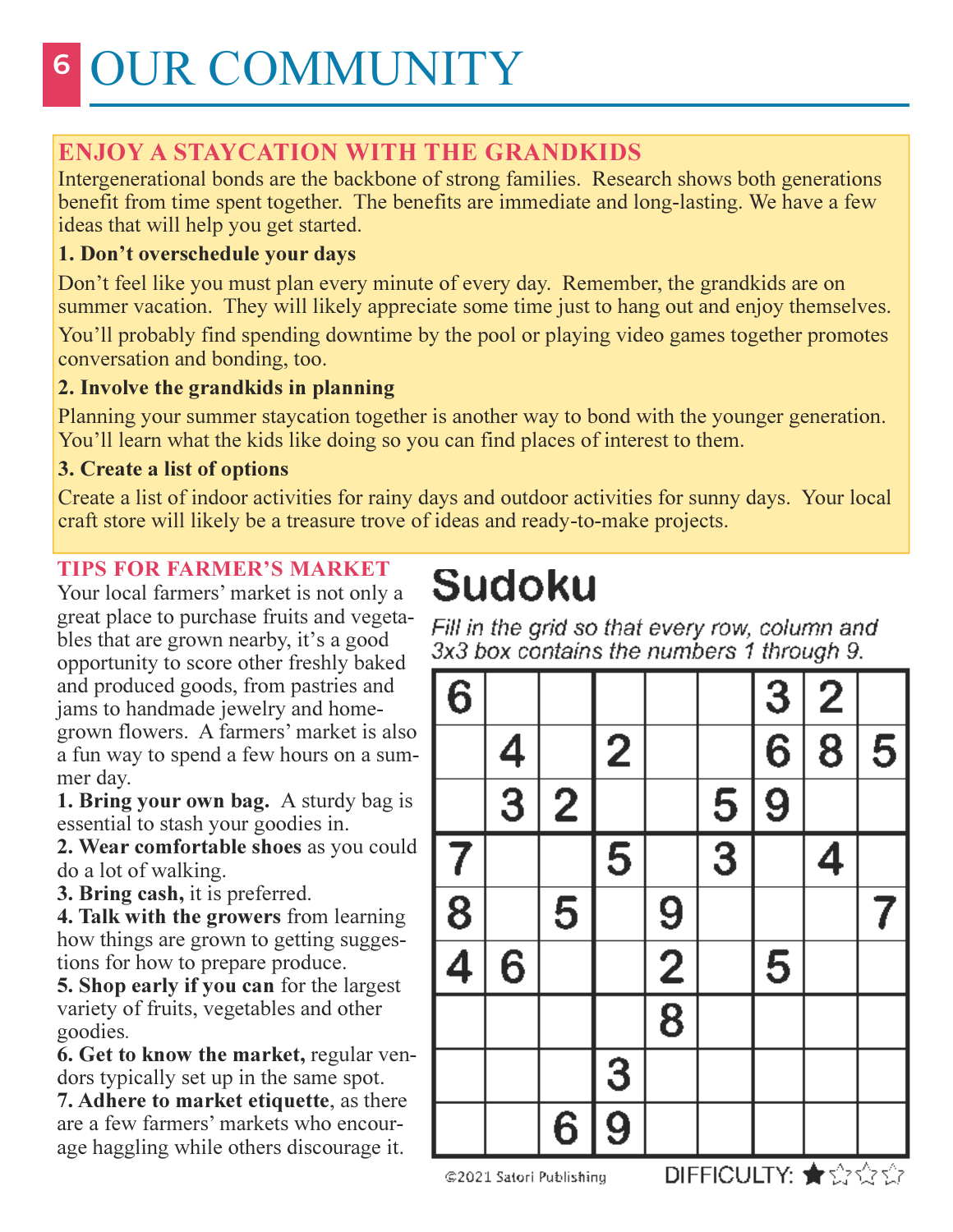# OUR COMMUNITY

## ENJOY A STAYCATION WITH THE GRANDKIDS

Intergenerational bonds are the backbone of strong families. Research shows both generations benefit from time spent together. The benefits are immediate and long-lasting. We have a few ideas that will help you get started.

**1. Don't overschedule your days**

Don't feel like you must plan every minute of every day. Remember, the grandkids are on summer vacation. They will likely appreciate some time just to hang out and enjoy themselves.

You'll probably find spending downtime by the pool or playing video games together promotes conversation and bonding, too.

**2. Involve the grandkids in planning**

Planning your summer staycation together is another way to bond with the younger generation. You'll learn what the kids like doing so you can find places of interest to them.

**3. Create a list of options**

Create a list of indoor activities for rainy days and outdoor activities for sunny days. Your local craft store will likely be a treasure trove of ideas and ready-to-make projects.

## TIPS FOR FARMER'S MARKET

Your local farmers' market is not only a great place to purchase fruits and vegetables that are grown nearby, it's a good opportunity to score other freshly baked and produced goods, from pastries and jams to handmade jewelry and home-grown flowers. A farmers' market is also a fun way to spend a few hours on a summer day.

**1. Bring your own bag.** A sturdy bag is essential to stash your goodies in.

**2. Wear comfortable shoes** as you could do a lot of walking.

**3. Bring cash,** it is preferred.

**4. Talk with the growers** from learning how things are grown to getting suggestions for how to prepare produce.

**5. Shop early if you can** for the largest variety of fruits, vegetables and other goodies.

**6. Get to know the market,** regular vendors typically set up in the same spot.

**7. Adhere to market etiquette**, as there are a few farmers' markets who encourage haggling while others discourage it.

## Sudoku

*Fill in the grid so that every row, column and 3x3 box contains the numbers 1 through 9.*

| | | | | | | | | |
|---|---|---|---|---|---|---|---|---|
| 6 | | | | | | 3 | 2 | |
| | 4 | | 2 | | | 6 | 8 | 5 |
| | 3 | 2 | | | 5 | 9 | | |
| 7 | | | 5 | | 3 | | 4 | |
| 8 | | 5 | | 9 | | | | 7 |
| 4 | 6 | | | 2 | | 5 | | |
| | | | | 8 | | | | |
| | | | 3 | | | | | |
| | | 6 | 9 | | | | | |

©2021 Satori Publishing

DIFFICULTY: ★☆☆☆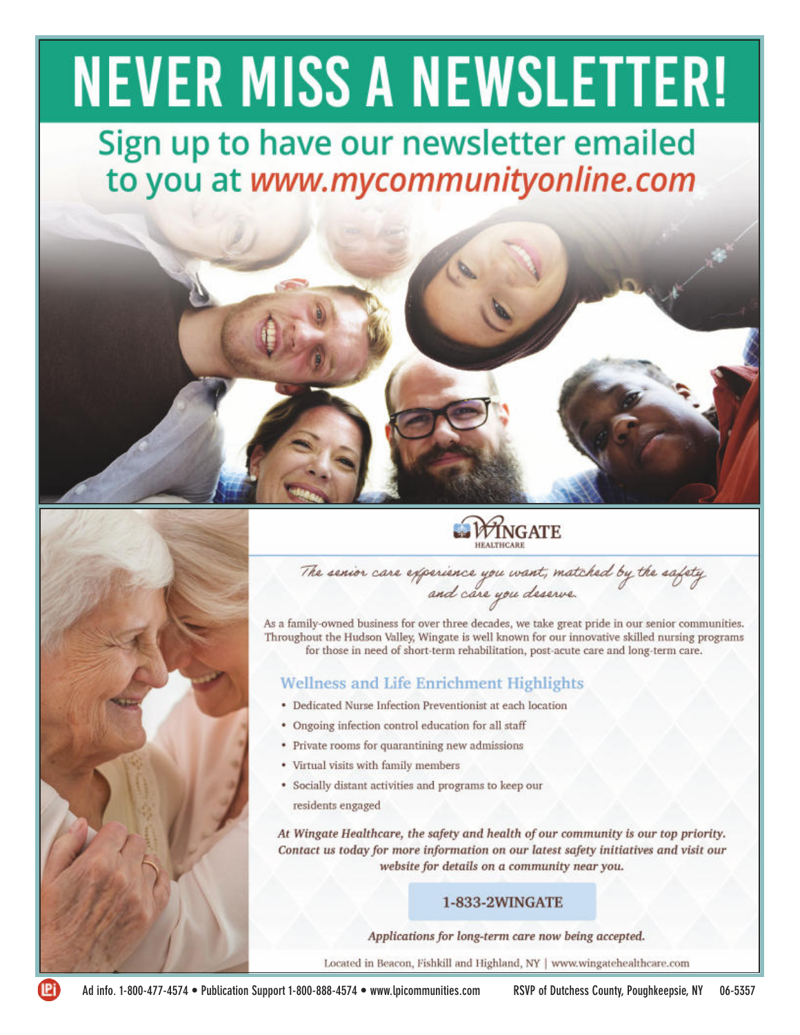# NEVER MISS A NEWSLETTER!

## Sign up to have our newsletter emailed to you at *www.mycommunityonline.com*

---

**WINGATE**
HEALTHCARE

*The senior care experience you want, matched by the safety and care you deserve.*

As a family-owned business for over three decades, we take great pride in our senior communities. Throughout the Hudson Valley, Wingate is well known for our innovative skilled nursing programs for those in need of short-term rehabilitation, post-acute care and long-term care.

### Wellness and Life Enrichment Highlights

- Dedicated Nurse Infection Preventionist at each location
- Ongoing infection control education for all staff
- Private rooms for quarantining new admissions
- Virtual visits with family members
- Socially distant activities and programs to keep our residents engaged

***At Wingate Healthcare, the safety and health of our community is our top priority. Contact us today for more information on our latest safety initiatives and visit our website for details on a community near you.***

**1-833-2WINGATE**

*Applications for long-term care now being accepted.*

Located in Beacon, Fishkill and Highland, NY | www.wingatehealthcare.com

---

Ad info. 1-800-477-4574 • Publication Support 1-800-888-4574 • www.lpicommunities.com RSVP of Dutchess County, Poughkeepsie, NY 06-5357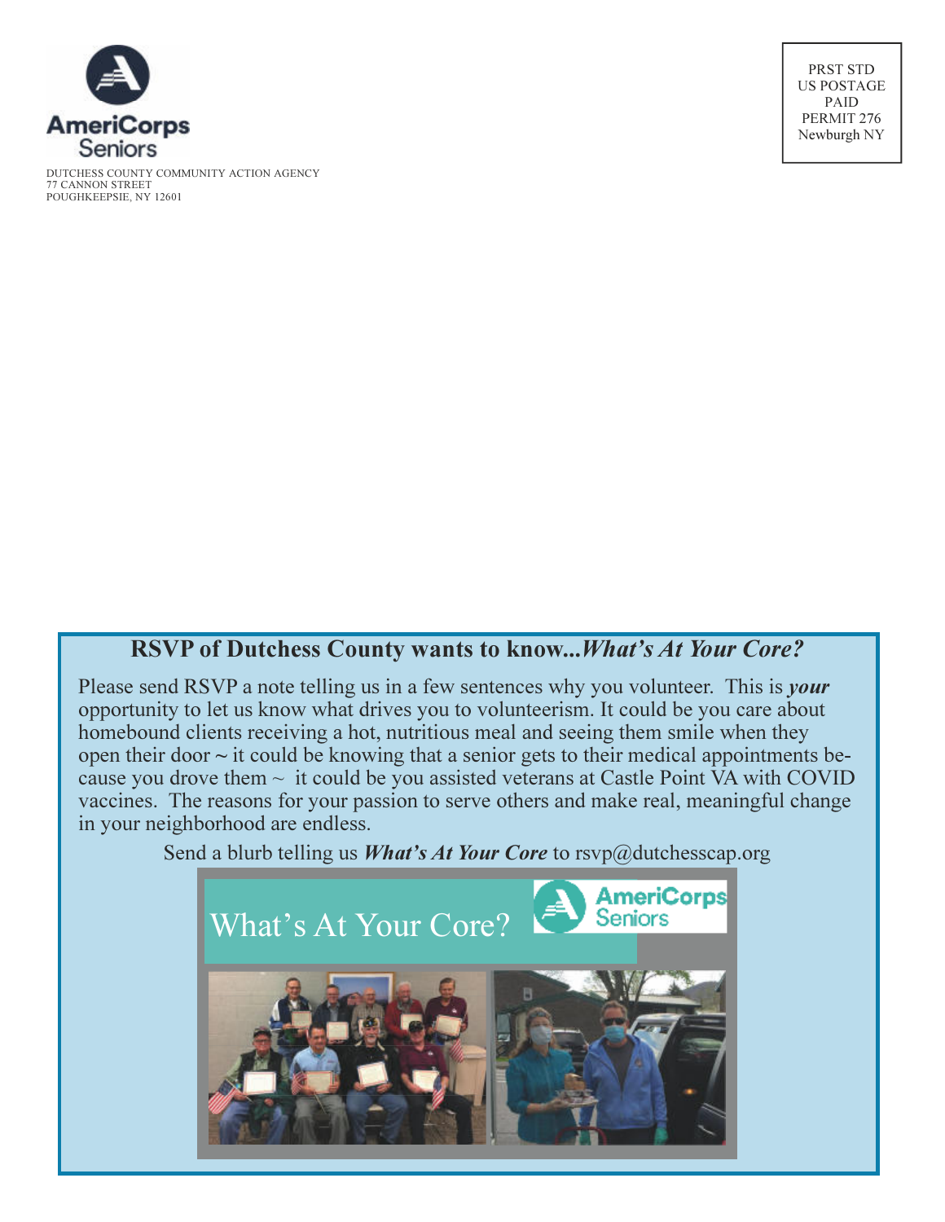AmeriCorps Seniors

DUTCHESS COUNTY COMMUNITY ACTION AGENCY
77 CANNON STREET
POUGHKEEPSIE, NY 12601

PRST STD
US POSTAGE
PAID
PERMIT 276
Newburgh NY

## RSVP of Dutchess County wants to know...*What's At Your Core?*

Please send RSVP a note telling us in a few sentences why you volunteer. This is ***your*** opportunity to let us know what drives you to volunteerism. It could be you care about homebound clients receiving a hot, nutritious meal and seeing them smile when they open their door ~ it could be knowing that a senior gets to their medical appointments because you drove them ~ it could be you assisted veterans at Castle Point VA with COVID vaccines. The reasons for your passion to serve others and make real, meaningful change in your neighborhood are endless.

Send a blurb telling us ***What's At Your Core*** to rsvp@dutchesscap.org

What's At Your Core?

AmeriCorps Seniors